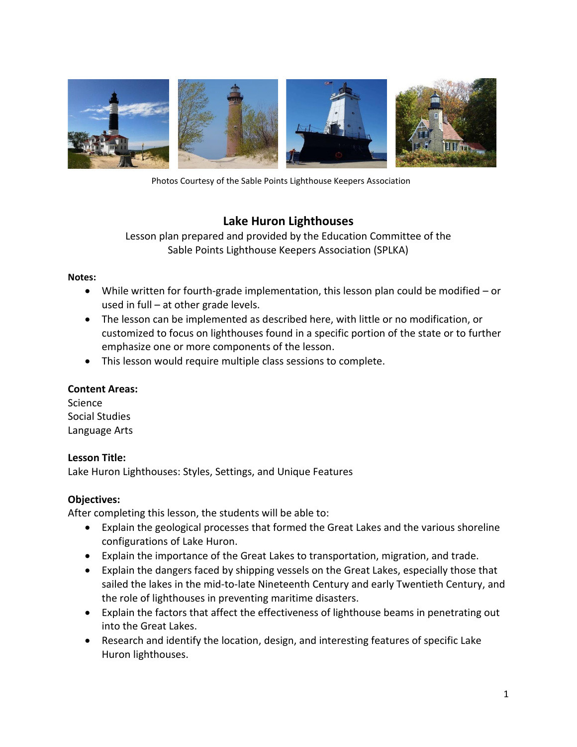Photos Courtesy of the Sable Points Lighthouse Keepers Association

# Lake Huron Lighthouses

Lesson plan prepared and provided by the Education Committee of the Sable Points Lighthouse Keepers Association (SPLKA)

**Notes:**

- While written for fourth-grade implementation, this lesson plan could be modified – or used in full – at other grade levels.
- The lesson can be implemented as described here, with little or no modification, or customized to focus on lighthouses found in a specific portion of the state or to further emphasize one or more components of the lesson.
- This lesson would require multiple class sessions to complete.

**Content Areas:**

Science
Social Studies
Language Arts

**Lesson Title:**

Lake Huron Lighthouses: Styles, Settings, and Unique Features

**Objectives:**

After completing this lesson, the students will be able to:

- Explain the geological processes that formed the Great Lakes and the various shoreline configurations of Lake Huron.
- Explain the importance of the Great Lakes to transportation, migration, and trade.
- Explain the dangers faced by shipping vessels on the Great Lakes, especially those that sailed the lakes in the mid-to-late Nineteenth Century and early Twentieth Century, and the role of lighthouses in preventing maritime disasters.
- Explain the factors that affect the effectiveness of lighthouse beams in penetrating out into the Great Lakes.
- Research and identify the location, design, and interesting features of specific Lake Huron lighthouses.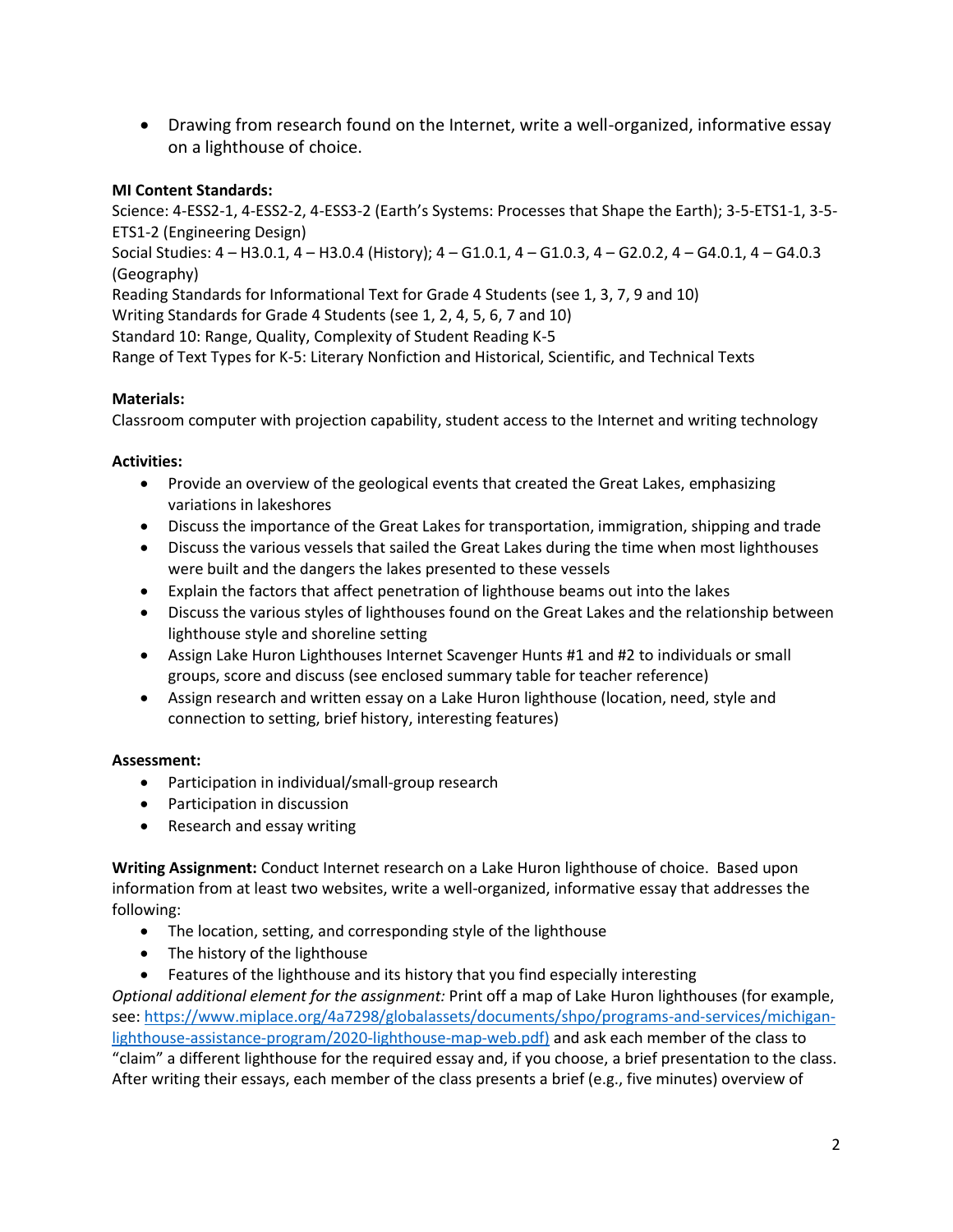- Drawing from research found on the Internet, write a well-organized, informative essay on a lighthouse of choice.

**MI Content Standards:**
Science: 4-ESS2-1, 4-ESS2-2, 4-ESS3-2 (Earth's Systems: Processes that Shape the Earth); 3-5-ETS1-1, 3-5-ETS1-2 (Engineering Design)
Social Studies: 4 – H3.0.1, 4 – H3.0.4 (History); 4 – G1.0.1, 4 – G1.0.3, 4 – G2.0.2, 4 – G4.0.1, 4 – G4.0.3 (Geography)
Reading Standards for Informational Text for Grade 4 Students (see 1, 3, 7, 9 and 10)
Writing Standards for Grade 4 Students (see 1, 2, 4, 5, 6, 7 and 10)
Standard 10: Range, Quality, Complexity of Student Reading K-5
Range of Text Types for K-5: Literary Nonfiction and Historical, Scientific, and Technical Texts

**Materials:**
Classroom computer with projection capability, student access to the Internet and writing technology

**Activities:**

- Provide an overview of the geological events that created the Great Lakes, emphasizing variations in lakeshores
- Discuss the importance of the Great Lakes for transportation, immigration, shipping and trade
- Discuss the various vessels that sailed the Great Lakes during the time when most lighthouses were built and the dangers the lakes presented to these vessels
- Explain the factors that affect penetration of lighthouse beams out into the lakes
- Discuss the various styles of lighthouses found on the Great Lakes and the relationship between lighthouse style and shoreline setting
- Assign Lake Huron Lighthouses Internet Scavenger Hunts #1 and #2 to individuals or small groups, score and discuss (see enclosed summary table for teacher reference)
- Assign research and written essay on a Lake Huron lighthouse (location, need, style and connection to setting, brief history, interesting features)

**Assessment:**

- Participation in individual/small-group research
- Participation in discussion
- Research and essay writing

**Writing Assignment:** Conduct Internet research on a Lake Huron lighthouse of choice. Based upon information from at least two websites, write a well-organized, informative essay that addresses the following:

- The location, setting, and corresponding style of the lighthouse
- The history of the lighthouse
- Features of the lighthouse and its history that you find especially interesting

*Optional additional element for the assignment:* Print off a map of Lake Huron lighthouses (for example, see: https://www.miplace.org/4a7298/globalassets/documents/shpo/programs-and-services/michigan-lighthouse-assistance-program/2020-lighthouse-map-web.pdf) and ask each member of the class to "claim" a different lighthouse for the required essay and, if you choose, a brief presentation to the class. After writing their essays, each member of the class presents a brief (e.g., five minutes) overview of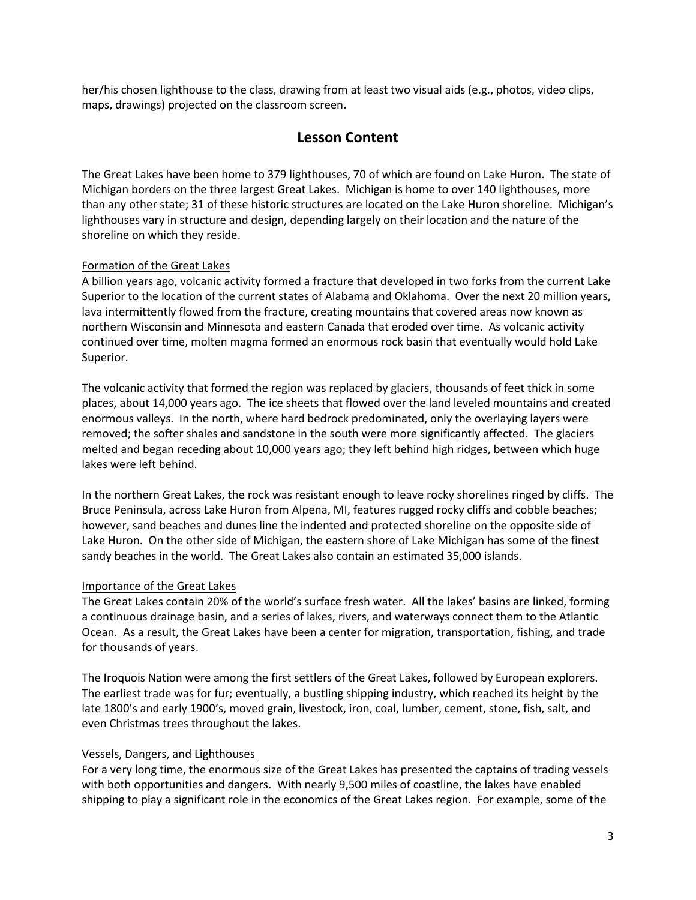her/his chosen lighthouse to the class, drawing from at least two visual aids (e.g., photos, video clips, maps, drawings) projected on the classroom screen.

## Lesson Content

The Great Lakes have been home to 379 lighthouses, 70 of which are found on Lake Huron. The state of Michigan borders on the three largest Great Lakes. Michigan is home to over 140 lighthouses, more than any other state; 31 of these historic structures are located on the Lake Huron shoreline. Michigan's lighthouses vary in structure and design, depending largely on their location and the nature of the shoreline on which they reside.

### Formation of the Great Lakes

A billion years ago, volcanic activity formed a fracture that developed in two forks from the current Lake Superior to the location of the current states of Alabama and Oklahoma. Over the next 20 million years, lava intermittently flowed from the fracture, creating mountains that covered areas now known as northern Wisconsin and Minnesota and eastern Canada that eroded over time. As volcanic activity continued over time, molten magma formed an enormous rock basin that eventually would hold Lake Superior.

The volcanic activity that formed the region was replaced by glaciers, thousands of feet thick in some places, about 14,000 years ago. The ice sheets that flowed over the land leveled mountains and created enormous valleys. In the north, where hard bedrock predominated, only the overlaying layers were removed; the softer shales and sandstone in the south were more significantly affected. The glaciers melted and began receding about 10,000 years ago; they left behind high ridges, between which huge lakes were left behind.

In the northern Great Lakes, the rock was resistant enough to leave rocky shorelines ringed by cliffs. The Bruce Peninsula, across Lake Huron from Alpena, MI, features rugged rocky cliffs and cobble beaches; however, sand beaches and dunes line the indented and protected shoreline on the opposite side of Lake Huron. On the other side of Michigan, the eastern shore of Lake Michigan has some of the finest sandy beaches in the world. The Great Lakes also contain an estimated 35,000 islands.

### Importance of the Great Lakes

The Great Lakes contain 20% of the world's surface fresh water. All the lakes' basins are linked, forming a continuous drainage basin, and a series of lakes, rivers, and waterways connect them to the Atlantic Ocean. As a result, the Great Lakes have been a center for migration, transportation, fishing, and trade for thousands of years.

The Iroquois Nation were among the first settlers of the Great Lakes, followed by European explorers. The earliest trade was for fur; eventually, a bustling shipping industry, which reached its height by the late 1800's and early 1900's, moved grain, livestock, iron, coal, lumber, cement, stone, fish, salt, and even Christmas trees throughout the lakes.

### Vessels, Dangers, and Lighthouses

For a very long time, the enormous size of the Great Lakes has presented the captains of trading vessels with both opportunities and dangers. With nearly 9,500 miles of coastline, the lakes have enabled shipping to play a significant role in the economics of the Great Lakes region. For example, some of the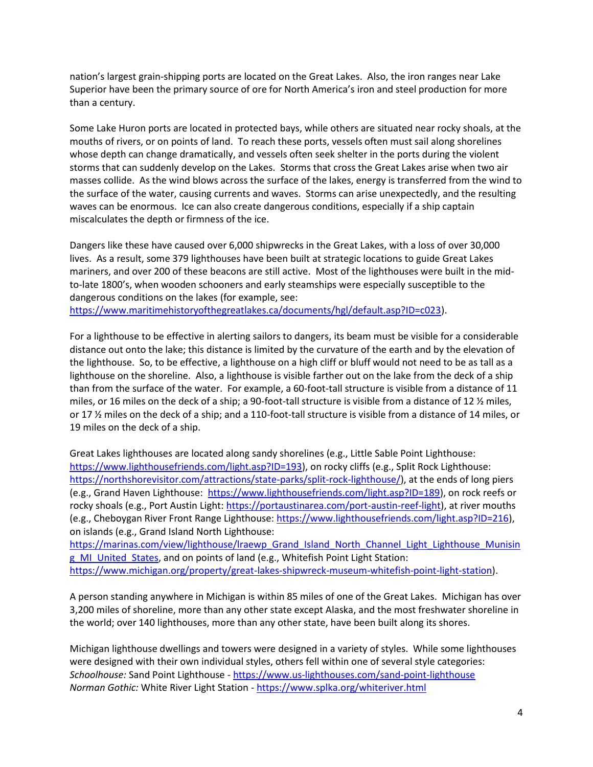nation's largest grain-shipping ports are located on the Great Lakes. Also, the iron ranges near Lake Superior have been the primary source of ore for North America's iron and steel production for more than a century.

Some Lake Huron ports are located in protected bays, while others are situated near rocky shoals, at the mouths of rivers, or on points of land. To reach these ports, vessels often must sail along shorelines whose depth can change dramatically, and vessels often seek shelter in the ports during the violent storms that can suddenly develop on the Lakes. Storms that cross the Great Lakes arise when two air masses collide. As the wind blows across the surface of the lakes, energy is transferred from the wind to the surface of the water, causing currents and waves. Storms can arise unexpectedly, and the resulting waves can be enormous. Ice can also create dangerous conditions, especially if a ship captain miscalculates the depth or firmness of the ice.

Dangers like these have caused over 6,000 shipwrecks in the Great Lakes, with a loss of over 30,000 lives. As a result, some 379 lighthouses have been built at strategic locations to guide Great Lakes mariners, and over 200 of these beacons are still active. Most of the lighthouses were built in the mid-to-late 1800's, when wooden schooners and early steamships were especially susceptible to the dangerous conditions on the lakes (for example, see: https://www.maritimehistoryofthegreatlakes.ca/documents/hgl/default.asp?ID=c023).

For a lighthouse to be effective in alerting sailors to dangers, its beam must be visible for a considerable distance out onto the lake; this distance is limited by the curvature of the earth and by the elevation of the lighthouse. So, to be effective, a lighthouse on a high cliff or bluff would not need to be as tall as a lighthouse on the shoreline. Also, a lighthouse is visible farther out on the lake from the deck of a ship than from the surface of the water. For example, a 60-foot-tall structure is visible from a distance of 11 miles, or 16 miles on the deck of a ship; a 90-foot-tall structure is visible from a distance of 12 ½ miles, or 17 ½ miles on the deck of a ship; and a 110-foot-tall structure is visible from a distance of 14 miles, or 19 miles on the deck of a ship.

Great Lakes lighthouses are located along sandy shorelines (e.g., Little Sable Point Lighthouse: https://www.lighthousefriends.com/light.asp?ID=193), on rocky cliffs (e.g., Split Rock Lighthouse: https://northshorevisitor.com/attractions/state-parks/split-rock-lighthouse/), at the ends of long piers (e.g., Grand Haven Lighthouse: https://www.lighthousefriends.com/light.asp?ID=189), on rock reefs or rocky shoals (e.g., Port Austin Light: https://portaustinarea.com/port-austin-reef-light), at river mouths (e.g., Cheboygan River Front Range Lighthouse: https://www.lighthousefriends.com/light.asp?ID=216), on islands (e.g., Grand Island North Lighthouse: https://marinas.com/view/lighthouse/lraewp_Grand_Island_North_Channel_Light_Lighthouse_Munising_MI_United_States, and on points of land (e.g., Whitefish Point Light Station: https://www.michigan.org/property/great-lakes-shipwreck-museum-whitefish-point-light-station).

A person standing anywhere in Michigan is within 85 miles of one of the Great Lakes. Michigan has over 3,200 miles of shoreline, more than any other state except Alaska, and the most freshwater shoreline in the world; over 140 lighthouses, more than any other state, have been built along its shores.

Michigan lighthouse dwellings and towers were designed in a variety of styles. While some lighthouses were designed with their own individual styles, others fell within one of several style categories:
*Schoolhouse:* Sand Point Lighthouse - https://www.us-lighthouses.com/sand-point-lighthouse
*Norman Gothic:* White River Light Station - https://www.splka.org/whiteriver.html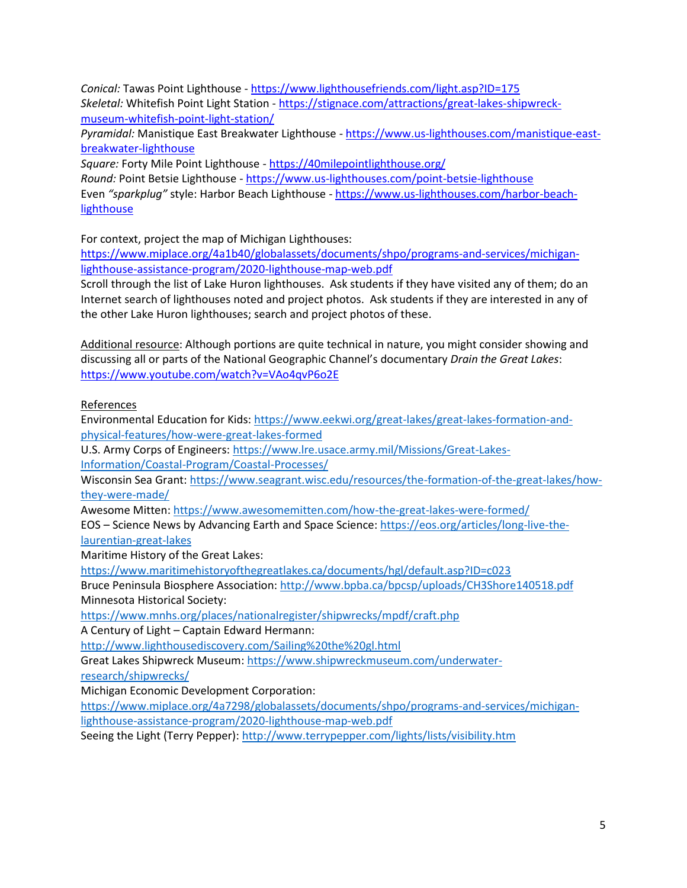*Conical:* Tawas Point Lighthouse - https://www.lighthousefriends.com/light.asp?ID=175
*Skeletal:* Whitefish Point Light Station - https://stignace.com/attractions/great-lakes-shipwreck-museum-whitefish-point-light-station/
*Pyramidal:* Manistique East Breakwater Lighthouse - https://www.us-lighthouses.com/manistique-east-breakwater-lighthouse
*Square:* Forty Mile Point Lighthouse - https://40milepointlighthouse.org/
*Round:* Point Betsie Lighthouse - https://www.us-lighthouses.com/point-betsie-lighthouse
Even *"sparkplug"* style: Harbor Beach Lighthouse - https://www.us-lighthouses.com/harbor-beach-lighthouse

For context, project the map of Michigan Lighthouses:
https://www.miplace.org/4a1b40/globalassets/documents/shpo/programs-and-services/michigan-lighthouse-assistance-program/2020-lighthouse-map-web.pdf
Scroll through the list of Lake Huron lighthouses. Ask students if they have visited any of them; do an Internet search of lighthouses noted and project photos. Ask students if they are interested in any of the other Lake Huron lighthouses; search and project photos of these.

Additional resource: Although portions are quite technical in nature, you might consider showing and discussing all or parts of the National Geographic Channel's documentary *Drain the Great Lakes*: https://www.youtube.com/watch?v=VAo4qvP6o2E

References
Environmental Education for Kids: https://www.eekwi.org/great-lakes/great-lakes-formation-and-physical-features/how-were-great-lakes-formed
U.S. Army Corps of Engineers: https://www.lre.usace.army.mil/Missions/Great-Lakes-Information/Coastal-Program/Coastal-Processes/
Wisconsin Sea Grant: https://www.seagrant.wisc.edu/resources/the-formation-of-the-great-lakes/how-they-were-made/
Awesome Mitten: https://www.awesomemitten.com/how-the-great-lakes-were-formed/
EOS – Science News by Advancing Earth and Space Science: https://eos.org/articles/long-live-the-laurentian-great-lakes
Maritime History of the Great Lakes:
https://www.maritimehistoryofthegreatlakes.ca/documents/hgl/default.asp?ID=c023
Bruce Peninsula Biosphere Association: http://www.bpba.ca/bpcsp/uploads/CH3Shore140518.pdf
Minnesota Historical Society:
https://www.mnhs.org/places/nationalregister/shipwrecks/mpdf/craft.php
A Century of Light – Captain Edward Hermann:
http://www.lighthousediscovery.com/Sailing%20the%20gl.html
Great Lakes Shipwreck Museum: https://www.shipwreckmuseum.com/underwater-research/shipwrecks/
Michigan Economic Development Corporation:
https://www.miplace.org/4a7298/globalassets/documents/shpo/programs-and-services/michigan-lighthouse-assistance-program/2020-lighthouse-map-web.pdf
Seeing the Light (Terry Pepper): http://www.terrypepper.com/lights/lists/visibility.htm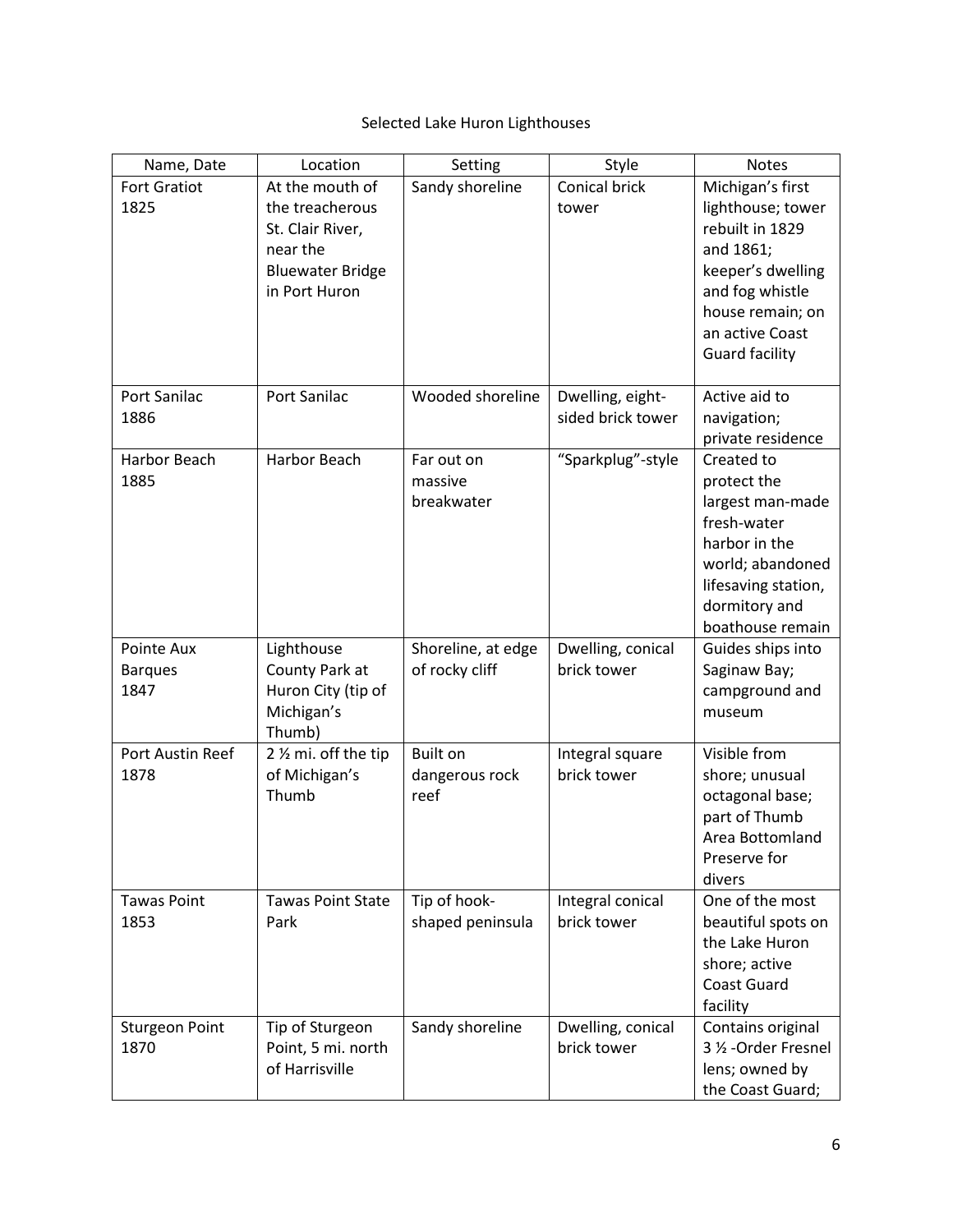Selected Lake Huron Lighthouses

| Name, Date | Location | Setting | Style | Notes |
|---|---|---|---|---|
| Fort Gratiot 1825 | At the mouth of the treacherous St. Clair River, near the Bluewater Bridge in Port Huron | Sandy shoreline | Conical brick tower | Michigan's first lighthouse; tower rebuilt in 1829 and 1861; keeper's dwelling and fog whistle house remain; on an active Coast Guard facility |
| Port Sanilac 1886 | Port Sanilac | Wooded shoreline | Dwelling, eight-sided brick tower | Active aid to navigation; private residence |
| Harbor Beach 1885 | Harbor Beach | Far out on massive breakwater | "Sparkplug"-style | Created to protect the largest man-made fresh-water harbor in the world; abandoned lifesaving station, dormitory and boathouse remain |
| Pointe Aux Barques 1847 | Lighthouse County Park at Huron City (tip of Michigan's Thumb) | Shoreline, at edge of rocky cliff | Dwelling, conical brick tower | Guides ships into Saginaw Bay; campground and museum |
| Port Austin Reef 1878 | 2 ½ mi. off the tip of Michigan's Thumb | Built on dangerous rock reef | Integral square brick tower | Visible from shore; unusual octagonal base; part of Thumb Area Bottomland Preserve for divers |
| Tawas Point 1853 | Tawas Point State Park | Tip of hook-shaped peninsula | Integral conical brick tower | One of the most beautiful spots on the Lake Huron shore; active Coast Guard facility |
| Sturgeon Point 1870 | Tip of Sturgeon Point, 5 mi. north of Harrisville | Sandy shoreline | Dwelling, conical brick tower | Contains original 3 ½ -Order Fresnel lens; owned by the Coast Guard; |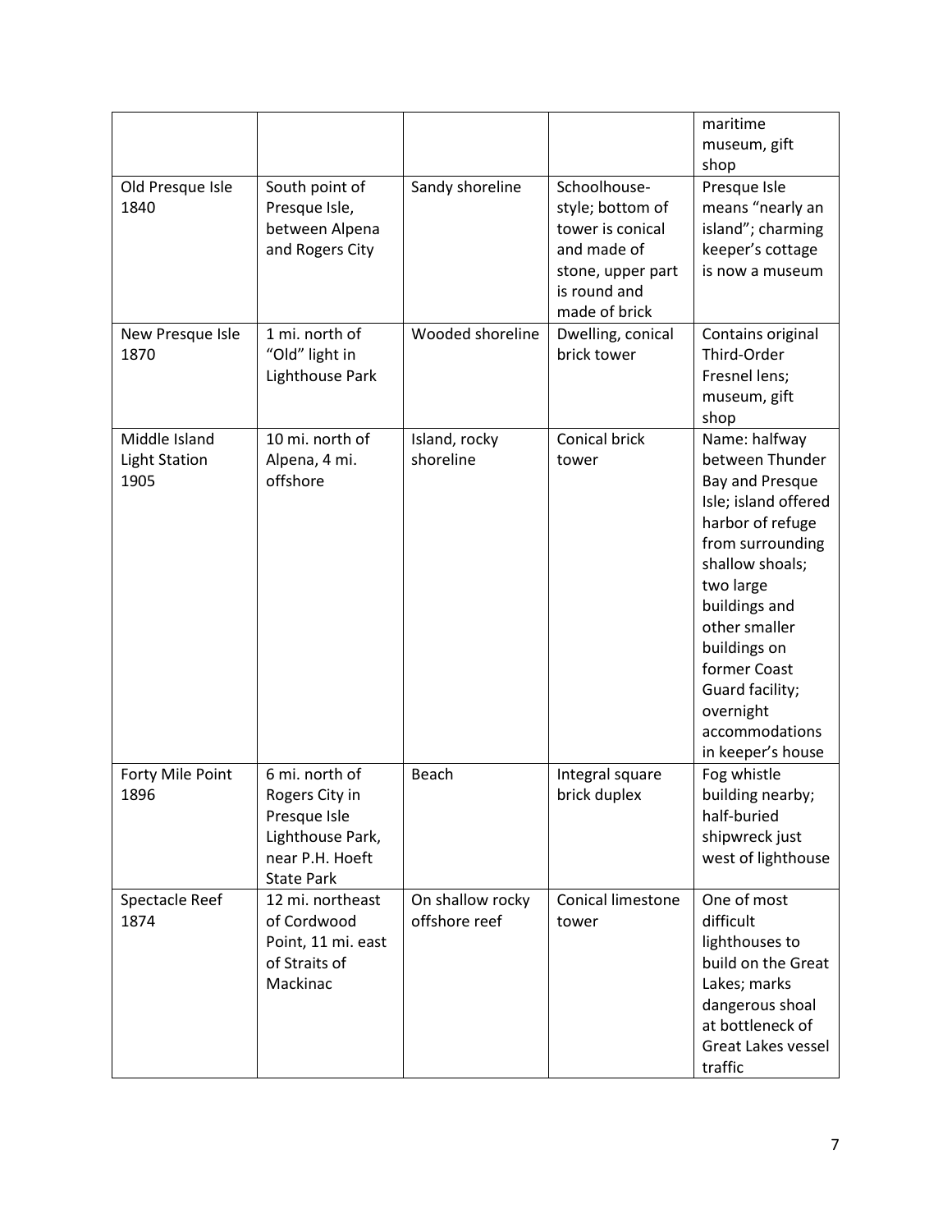| | | | | maritime museum, gift shop |
|---|---|---|---|---|
| Old Presque Isle 1840 | South point of Presque Isle, between Alpena and Rogers City | Sandy shoreline | Schoolhouse-style; bottom of tower is conical and made of stone, upper part is round and made of brick | Presque Isle means "nearly an island"; charming keeper's cottage is now a museum |
| New Presque Isle 1870 | 1 mi. north of "Old" light in Lighthouse Park | Wooded shoreline | Dwelling, conical brick tower | Contains original Third-Order Fresnel lens; museum, gift shop |
| Middle Island Light Station 1905 | 10 mi. north of Alpena, 4 mi. offshore | Island, rocky shoreline | Conical brick tower | Name: halfway between Thunder Bay and Presque Isle; island offered harbor of refuge from surrounding shallow shoals; two large buildings and other smaller buildings on former Coast Guard facility; overnight accommodations in keeper's house |
| Forty Mile Point 1896 | 6 mi. north of Rogers City in Presque Isle Lighthouse Park, near P.H. Hoeft State Park | Beach | Integral square brick duplex | Fog whistle building nearby; half-buried shipwreck just west of lighthouse |
| Spectacle Reef 1874 | 12 mi. northeast of Cordwood Point, 11 mi. east of Straits of Mackinac | On shallow rocky offshore reef | Conical limestone tower | One of most difficult lighthouses to build on the Great Lakes; marks dangerous shoal at bottleneck of Great Lakes vessel traffic |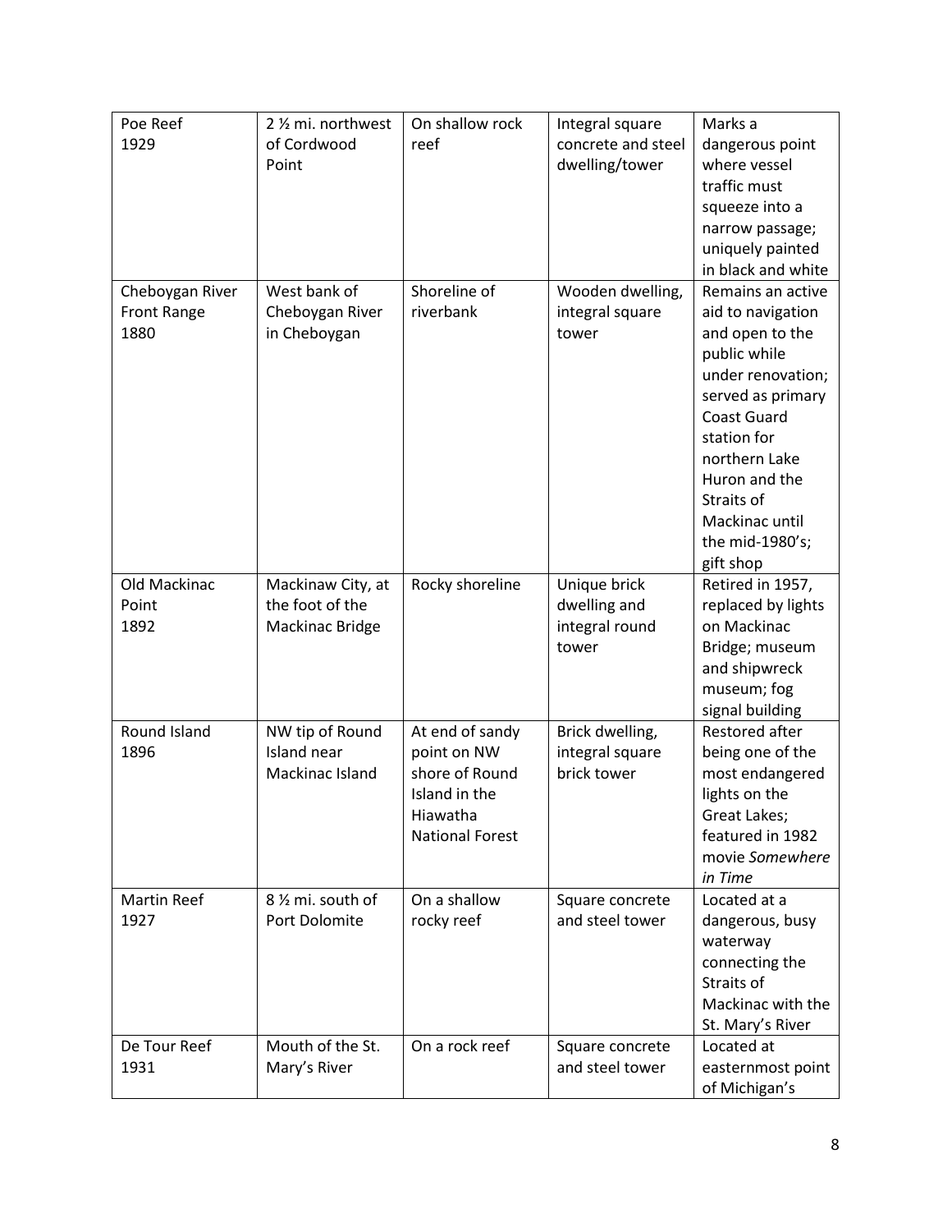| Poe Reef 1929 | 2 ½ mi. northwest of Cordwood Point | On shallow rock reef | Integral square concrete and steel dwelling/tower | Marks a dangerous point where vessel traffic must squeeze into a narrow passage; uniquely painted in black and white |
|---|---|---|---|---|
| Cheboygan River Front Range 1880 | West bank of Cheboygan River in Cheboygan | Shoreline of riverbank | Wooden dwelling, integral square tower | Remains an active aid to navigation and open to the public while under renovation; served as primary Coast Guard station for northern Lake Huron and the Straits of Mackinac until the mid-1980's; gift shop |
| Old Mackinac Point 1892 | Mackinaw City, at the foot of the Mackinac Bridge | Rocky shoreline | Unique brick dwelling and integral round tower | Retired in 1957, replaced by lights on Mackinac Bridge; museum and shipwreck museum; fog signal building |
| Round Island 1896 | NW tip of Round Island near Mackinac Island | At end of sandy point on NW shore of Round Island in the Hiawatha National Forest | Brick dwelling, integral square brick tower | Restored after being one of the most endangered lights on the Great Lakes; featured in 1982 movie *Somewhere in Time* |
| Martin Reef 1927 | 8 ½ mi. south of Port Dolomite | On a shallow rocky reef | Square concrete and steel tower | Located at a dangerous, busy waterway connecting the Straits of Mackinac with the St. Mary's River |
| De Tour Reef 1931 | Mouth of the St. Mary's River | On a rock reef | Square concrete and steel tower | Located at easternmost point of Michigan's |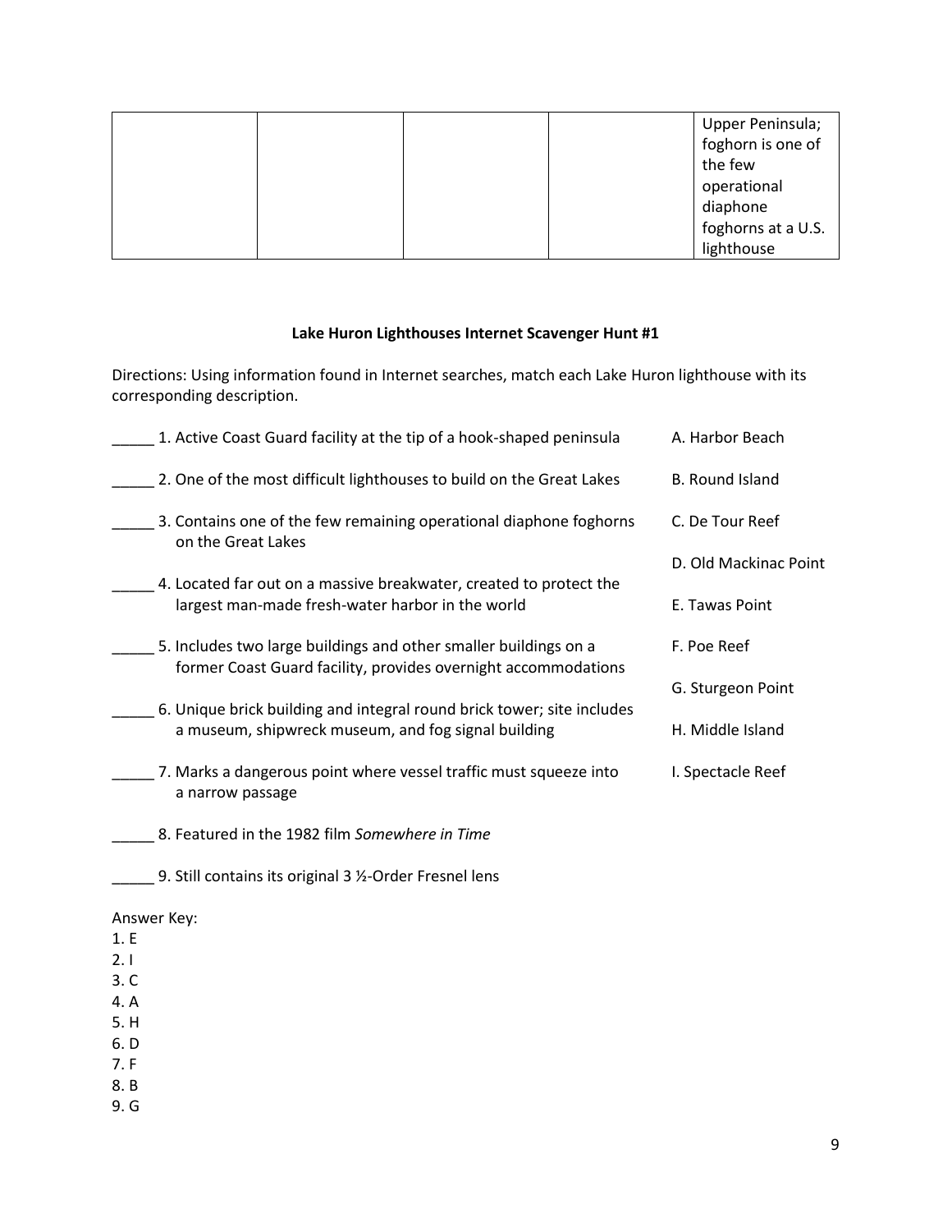| | | | | Upper Peninsula; foghorn is one of the few operational diaphone foghorns at a U.S. lighthouse |
|---|---|---|---|---|

**Lake Huron Lighthouses Internet Scavenger Hunt #1**

Directions: Using information found in Internet searches, match each Lake Huron lighthouse with its corresponding description.

_____ 1. Active Coast Guard facility at the tip of a hook-shaped peninsula

_____ 2. One of the most difficult lighthouses to build on the Great Lakes

_____ 3. Contains one of the few remaining operational diaphone foghorns on the Great Lakes

_____ 4. Located far out on a massive breakwater, created to protect the largest man-made fresh-water harbor in the world

_____ 5. Includes two large buildings and other smaller buildings on a former Coast Guard facility, provides overnight accommodations

_____ 6. Unique brick building and integral round brick tower; site includes a museum, shipwreck museum, and fog signal building

_____ 7. Marks a dangerous point where vessel traffic must squeeze into a narrow passage

_____ 8. Featured in the 1982 film *Somewhere in Time*

_____ 9. Still contains its original 3 ½-Order Fresnel lens

A. Harbor Beach

B. Round Island

C. De Tour Reef

D. Old Mackinac Point

E. Tawas Point

F. Poe Reef

G. Sturgeon Point

H. Middle Island

I. Spectacle Reef

Answer Key:
1. E
2. I
3. C
4. A
5. H
6. D
7. F
8. B
9. G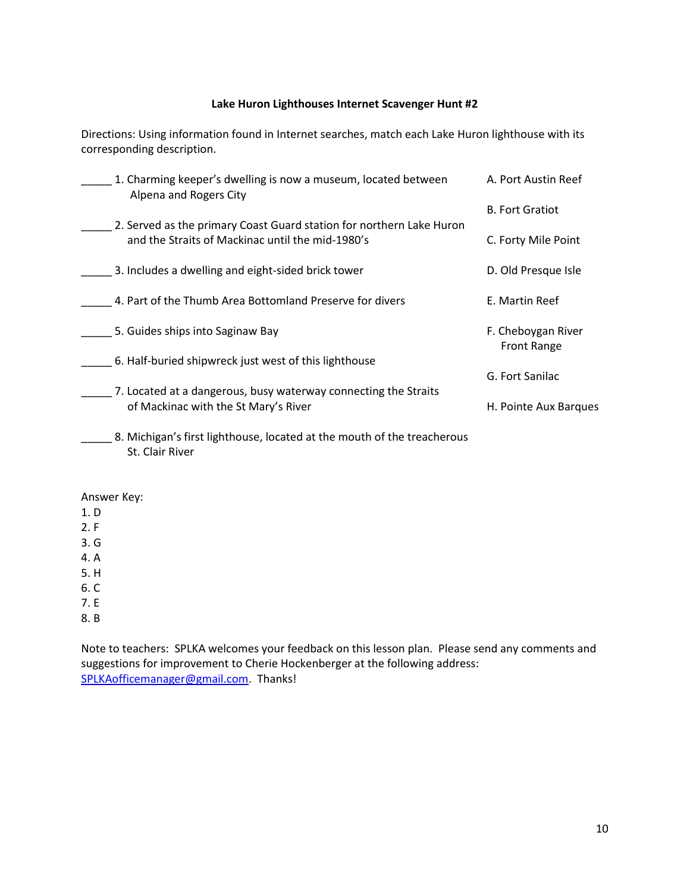**Lake Huron Lighthouses Internet Scavenger Hunt #2**

Directions: Using information found in Internet searches, match each Lake Huron lighthouse with its corresponding description.

_____ 1. Charming keeper's dwelling is now a museum, located between Alpena and Rogers City

_____ 2. Served as the primary Coast Guard station for northern Lake Huron and the Straits of Mackinac until the mid-1980's

_____ 3. Includes a dwelling and eight-sided brick tower

_____ 4. Part of the Thumb Area Bottomland Preserve for divers

_____ 5. Guides ships into Saginaw Bay

_____ 6. Half-buried shipwreck just west of this lighthouse

_____ 7. Located at a dangerous, busy waterway connecting the Straits of Mackinac with the St Mary's River

_____ 8. Michigan's first lighthouse, located at the mouth of the treacherous St. Clair River

A. Port Austin Reef

B. Fort Gratiot

C. Forty Mile Point

D. Old Presque Isle

E. Martin Reef

F. Cheboygan River Front Range

G. Fort Sanilac

H. Pointe Aux Barques

Answer Key:
1. D
2. F
3. G
4. A
5. H
6. C
7. E
8. B

Note to teachers: SPLKA welcomes your feedback on this lesson plan. Please send any comments and suggestions for improvement to Cherie Hockenberger at the following address: SPLKAofficemanager@gmail.com. Thanks!